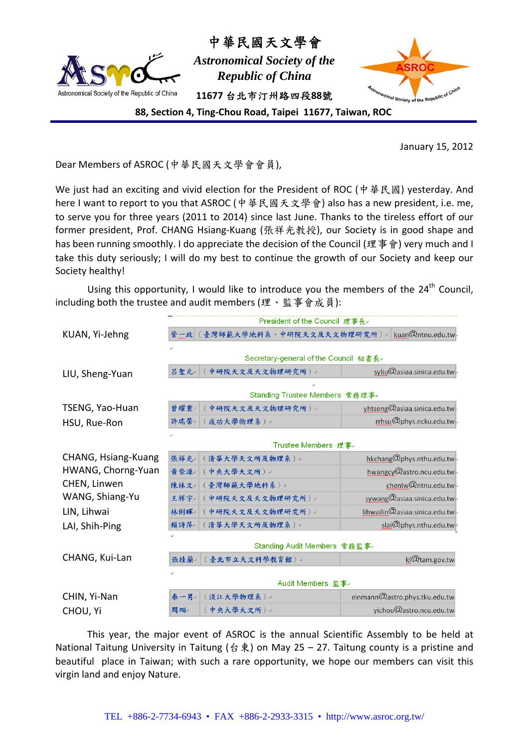# 中華民國天文學會

*Astronomical Society of the Republic of China*

11677 台北市汀州路四段88號

**88, Section 4, Ting-Chou Road, Taipei 11677, Taiwan, ROC**

January 15, 2012

Dear Members of ASROC (中華民國天文學會會員),

We just had an exciting and vivid election for the President of ROC (中華民國) yesterday. And here I want to report to you that ASROC (中華民國天文學會) also has a new president, i.e. me, to serve you for three years (2011 to 2014) since last June. Thanks to the tireless effort of our former president, Prof. CHANG Hsiang-Kuang (張祥光教授), our Society is in good shape and has been running smoothly. I do appreciate the decision of the Council (理事會) very much and I take this duty seriously; I will do my best to continue the growth of our Society and keep our Society healthy!

Using this opportunity, I would like to introduce you the members of the 24th Council, including both the trustee and audit members (理、監事會成員):

| Name | 姓名 | Affiliation | Email |
|---|---|---|---|
| **President of the Council 理事長** | | | |
| KUAN, Yi-Jehng | 管一政 | (臺灣師範大學地科系、中研院天文及天文物理研究所) | kuan@ntnu.edu.tw |
| **Secretary-general of the Council 秘書長** | | | |
| LIU, Sheng-Yuan | 呂聖元 | (中研院天文及天文物理研究所) | syliu@asiaa.sinica.edu.tw |
| **Standing Trustee Members 常務理事** | | | |
| TSENG, Yao-Huan | 曾耀寰 | (中研院天文及天文物理研究所) | yhtseng@asiaa.sinica.edu.tw |
| HSU, Rue-Ron | 許瑞榮 | (成功大學物理系) | rrhsu@phys.ncku.edu.tw |
| **Trustee Members 理事** | | | |
| CHANG, Hsiang-Kuang | 張祥光 | (清華大學天文所及物理系) | hkchang@phys.nthu.edu.tw |
| HWANG, Chorng-Yuan | 黃崇源 | (中央大學天文所) | hwangcy@astro.ncu.edu.tw |
| CHEN, Linwen | 陳林文 | (臺灣師範大學地科系) | chenlw@ntnu.edu.tw |
| WANG, Shiang-Yu | 王祥宇 | (中研院天文及天文物理研究所) | sywang@asiaa.sinica.edu.tw |
| LIN, Lihwai | 林俐暉 | (中研院天文及天文物理研究所) | lihwailin@asiaa.sinica.edu.tw |
| LAI, Shih-Ping | 賴詩萍 | (清華大學天文所及物理系) | slai@phys.nthu.edu.tw |
| **Standing Audit Members 常務監事** | | | |
| CHANG, Kui-Lan | 張桂蘭 | (臺北市立天文科學教育館) | kl@tam.gov.tw |
| **Audit Members 監事** | | | |
| CHIN, Yi-Nan | 秦一男 | (淡江大學物理系) | einmann@astro.phys.tku.edu.tw |
| CHOU, Yi | 周翊 | (中央大學天文所) | yichou@astro.ncu.edu.tw |

This year, the major event of ASROC is the annual Scientific Assembly to be held at National Taitung University in Taitung (台東) on May 25 – 27. Taitung county is a pristine and beautiful place in Taiwan; with such a rare opportunity, we hope our members can visit this virgin land and enjoy Nature.

TEL +886-2-7734-6943 • FAX +886-2-2933-3315 • http://www.asroc.org.tw/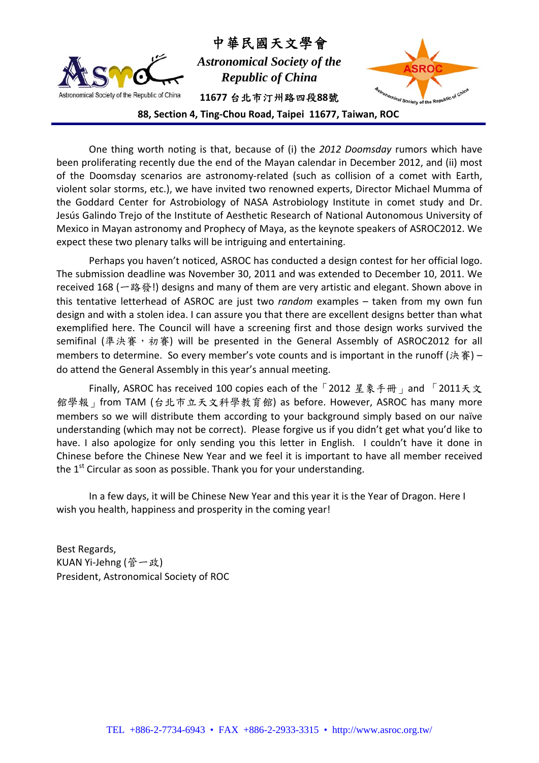中華民國天文學會

*Astronomical Society of the Republic of China*

11677 台北市汀州路四段88號

**88, Section 4, Ting-Chou Road, Taipei 11677, Taiwan, ROC**

One thing worth noting is that, because of (i) the *2012 Doomsday* rumors which have been proliferating recently due the end of the Mayan calendar in December 2012, and (ii) most of the Doomsday scenarios are astronomy-related (such as collision of a comet with Earth, violent solar storms, etc.), we have invited two renowned experts, Director Michael Mumma of the Goddard Center for Astrobiology of NASA Astrobiology Institute in comet study and Dr. Jesús Galindo Trejo of the Institute of Aesthetic Research of National Autonomous University of Mexico in Mayan astronomy and Prophecy of Maya, as the keynote speakers of ASROC2012. We expect these two plenary talks will be intriguing and entertaining.

Perhaps you haven't noticed, ASROC has conducted a design contest for her official logo. The submission deadline was November 30, 2011 and was extended to December 10, 2011. We received 168 (一路發!) designs and many of them are very artistic and elegant. Shown above in this tentative letterhead of ASROC are just two *random* examples – taken from my own fun design and with a stolen idea. I can assure you that there are excellent designs better than what exemplified here. The Council will have a screening first and those design works survived the semifinal (準決賽，初賽) will be presented in the General Assembly of ASROC2012 for all members to determine. So every member's vote counts and is important in the runoff (決賽) – do attend the General Assembly in this year's annual meeting.

Finally, ASROC has received 100 copies each of the「2012 星象手冊」and 「2011天文館學報」from TAM (台北市立天文科學教育館) as before. However, ASROC has many more members so we will distribute them according to your background simply based on our naïve understanding (which may not be correct). Please forgive us if you didn't get what you'd like to have. I also apologize for only sending you this letter in English. I couldn't have it done in Chinese before the Chinese New Year and we feel it is important to have all member received the 1st Circular as soon as possible. Thank you for your understanding.

In a few days, it will be Chinese New Year and this year it is the Year of Dragon. Here I wish you health, happiness and prosperity in the coming year!

Best Regards,
KUAN Yi-Jehng (管一政)
President, Astronomical Society of ROC

TEL +886-2-7734-6943 • FAX +886-2-2933-3315 • http://www.asroc.org.tw/